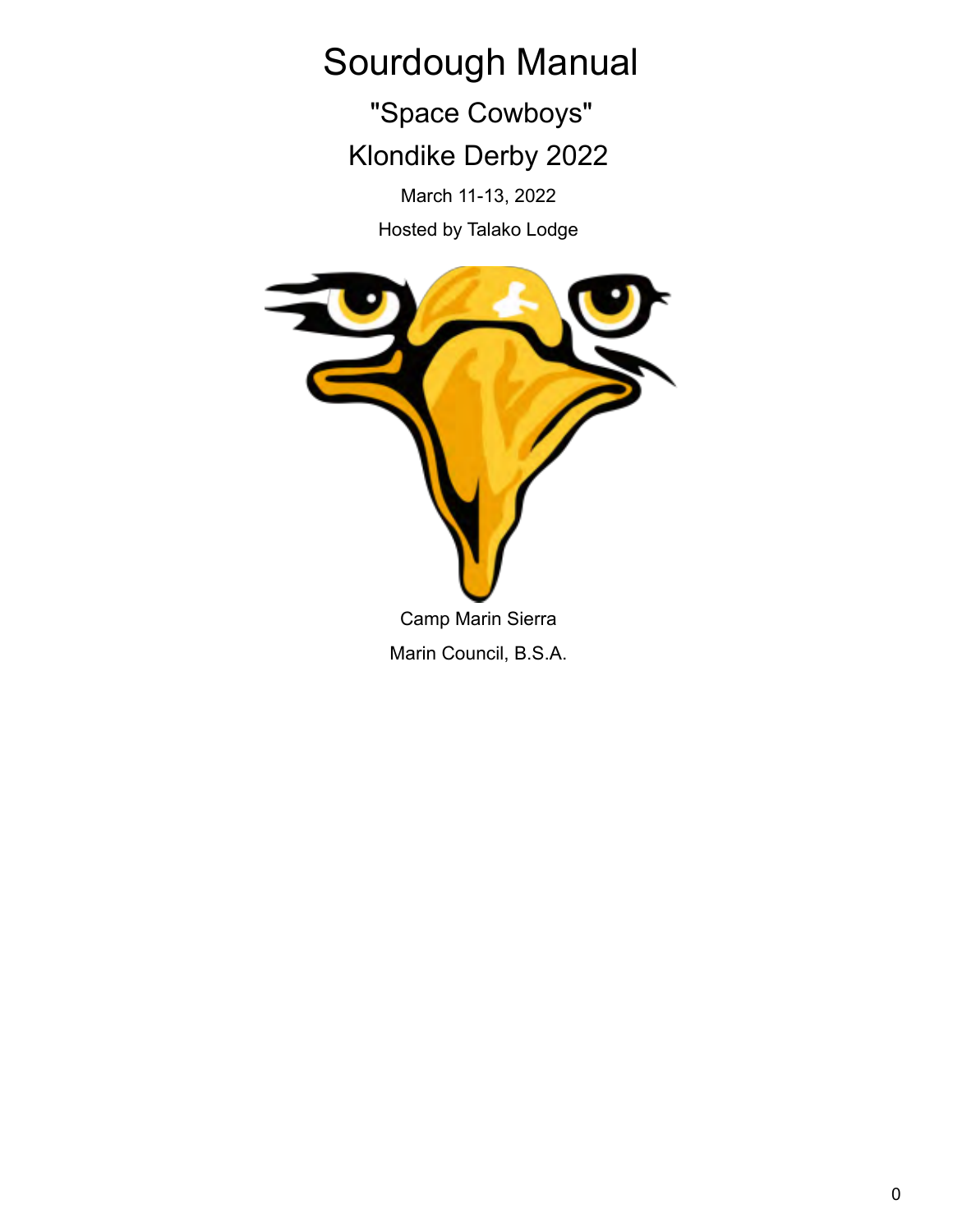# Sourdough Manual

## "Space Cowboys"

## Klondike Derby 2022

March 11-13, 2022

Hosted by Talako Lodge

Camp Marin Sierra

Marin Council, B.S.A.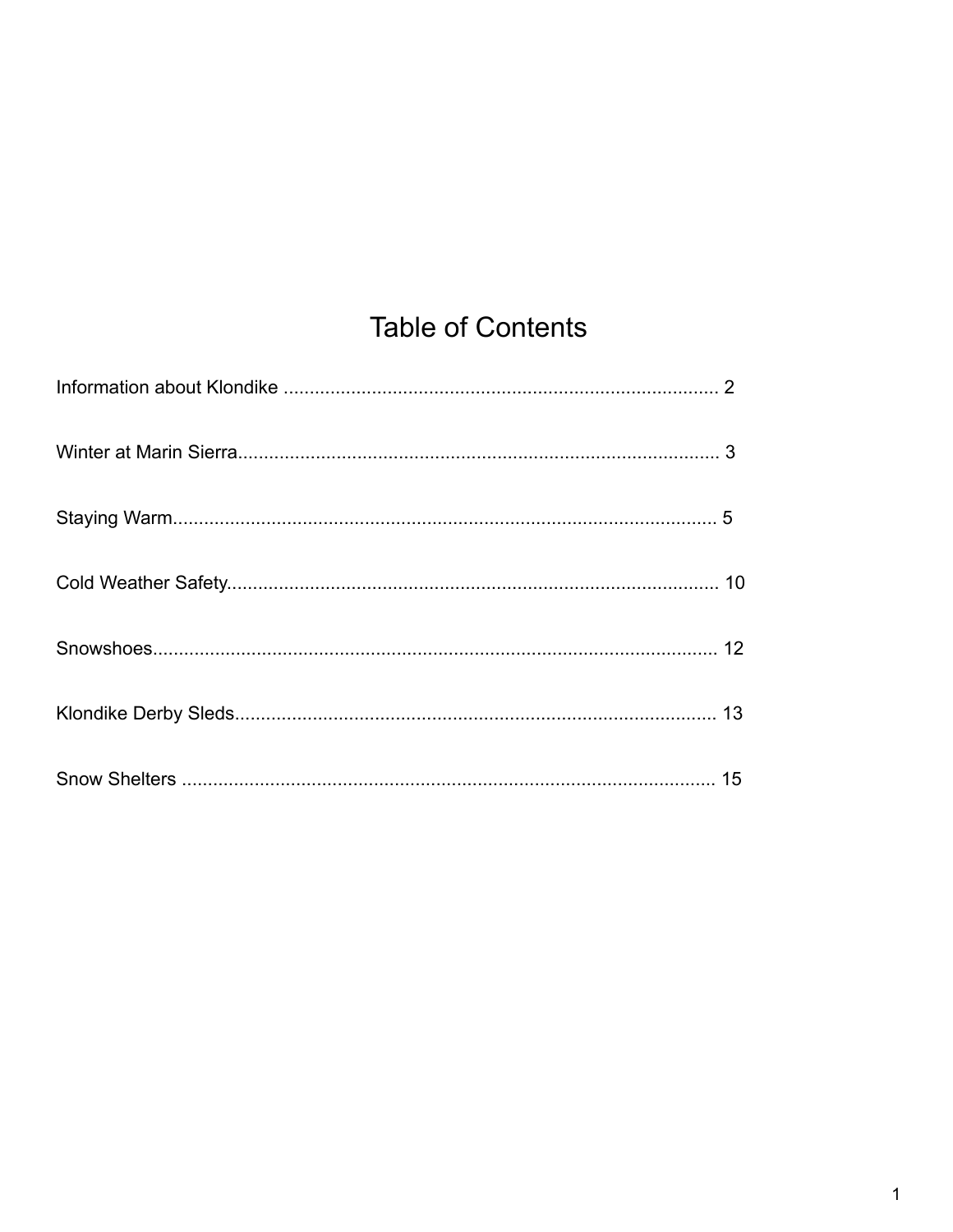# Table of Contents

Information about Klondike .................................................................................... 2

Winter at Marin Sierra............................................................................................ 3

Staying Warm......................................................................................................... 5

Cold Weather Safety.............................................................................................. 10

Snowshoes............................................................................................................. 12

Klondike Derby Sleds............................................................................................ 13

Snow Shelters ....................................................................................................... 15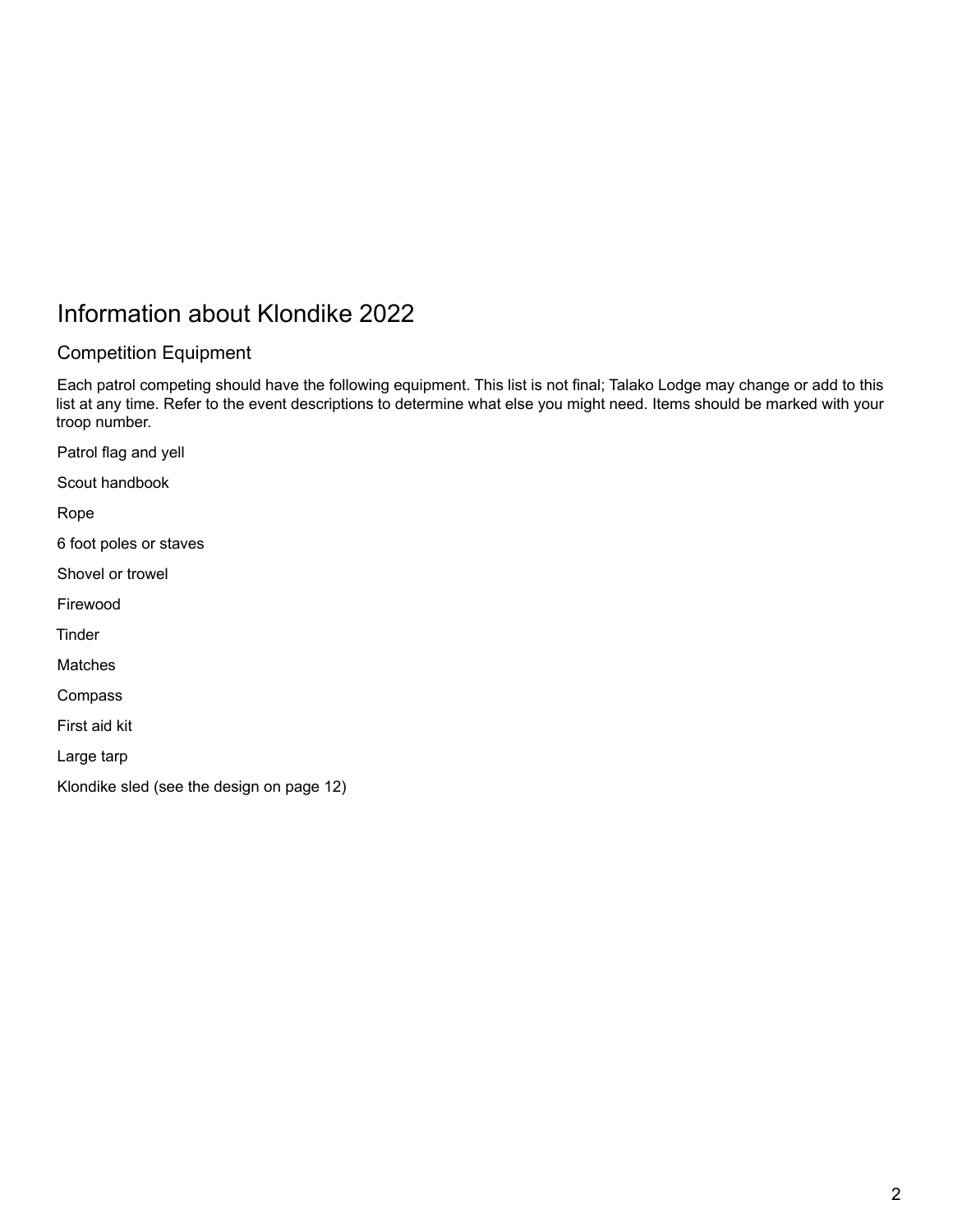# Information about Klondike 2022

## Competition Equipment

Each patrol competing should have the following equipment. This list is not final; Talako Lodge may change or add to this list at any time. Refer to the event descriptions to determine what else you might need. Items should be marked with your troop number.

Patrol flag and yell

Scout handbook

Rope

6 foot poles or staves

Shovel or trowel

Firewood

Tinder

Matches

Compass

First aid kit

Large tarp

Klondike sled (see the design on page 12)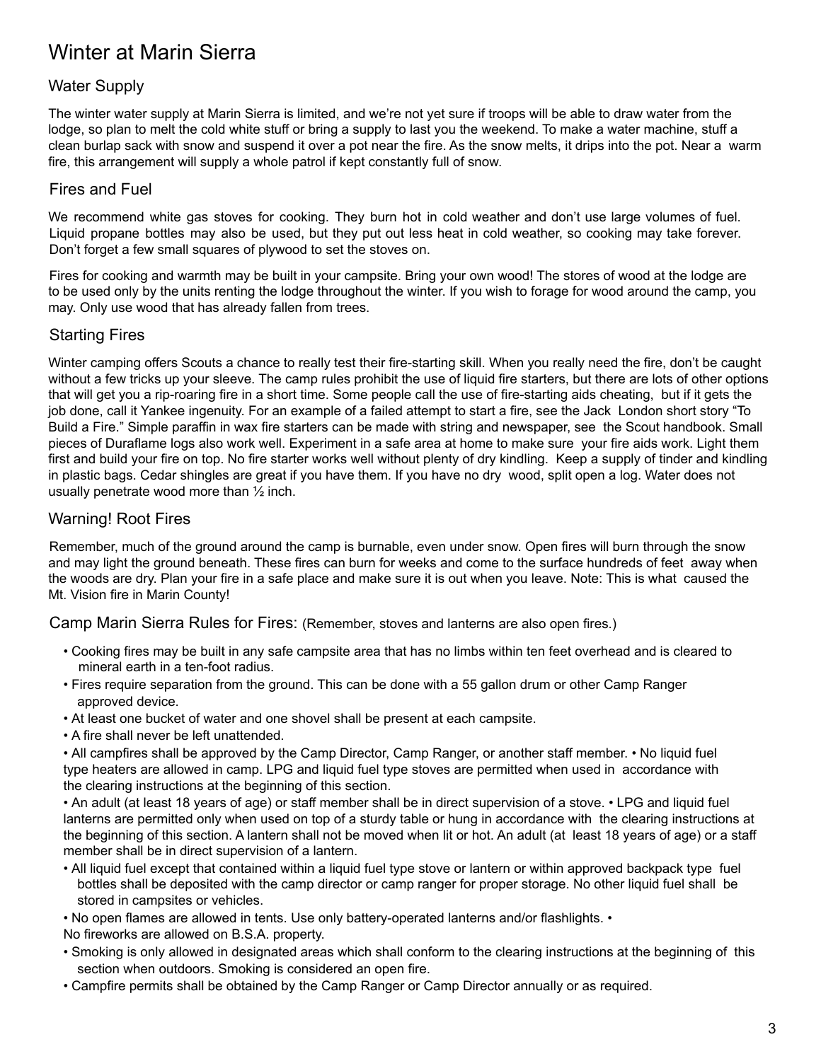# Winter at Marin Sierra

## Water Supply

The winter water supply at Marin Sierra is limited, and we're not yet sure if troops will be able to draw water from the lodge, so plan to melt the cold white stuff or bring a supply to last you the weekend. To make a water machine, stuff a clean burlap sack with snow and suspend it over a pot near the fire. As the snow melts, it drips into the pot. Near a warm fire, this arrangement will supply a whole patrol if kept constantly full of snow.

## Fires and Fuel

We recommend white gas stoves for cooking. They burn hot in cold weather and don't use large volumes of fuel. Liquid propane bottles may also be used, but they put out less heat in cold weather, so cooking may take forever. Don't forget a few small squares of plywood to set the stoves on.

Fires for cooking and warmth may be built in your campsite. Bring your own wood! The stores of wood at the lodge are to be used only by the units renting the lodge throughout the winter. If you wish to forage for wood around the camp, you may. Only use wood that has already fallen from trees.

## Starting Fires

Winter camping offers Scouts a chance to really test their fire-starting skill. When you really need the fire, don't be caught without a few tricks up your sleeve. The camp rules prohibit the use of liquid fire starters, but there are lots of other options that will get you a rip-roaring fire in a short time. Some people call the use of fire-starting aids cheating, but if it gets the job done, call it Yankee ingenuity. For an example of a failed attempt to start a fire, see the Jack London short story "To Build a Fire." Simple paraffin in wax fire starters can be made with string and newspaper, see the Scout handbook. Small pieces of Duraflame logs also work well. Experiment in a safe area at home to make sure your fire aids work. Light them first and build your fire on top. No fire starter works well without plenty of dry kindling. Keep a supply of tinder and kindling in plastic bags. Cedar shingles are great if you have them. If you have no dry wood, split open a log. Water does not usually penetrate wood more than ½ inch.

## Warning! Root Fires

Remember, much of the ground around the camp is burnable, even under snow. Open fires will burn through the snow and may light the ground beneath. These fires can burn for weeks and come to the surface hundreds of feet away when the woods are dry. Plan your fire in a safe place and make sure it is out when you leave. Note: This is what caused the Mt. Vision fire in Marin County!

## Camp Marin Sierra Rules for Fires: (Remember, stoves and lanterns are also open fires.)

- Cooking fires may be built in any safe campsite area that has no limbs within ten feet overhead and is cleared to mineral earth in a ten-foot radius.
- Fires require separation from the ground. This can be done with a 55 gallon drum or other Camp Ranger approved device.
- At least one bucket of water and one shovel shall be present at each campsite.
- A fire shall never be left unattended.
- All campfires shall be approved by the Camp Director, Camp Ranger, or another staff member.
- No liquid fuel type heaters are allowed in camp. LPG and liquid fuel type stoves are permitted when used in accordance with the clearing instructions at the beginning of this section.
- An adult (at least 18 years of age) or staff member shall be in direct supervision of a stove.
- LPG and liquid fuel lanterns are permitted only when used on top of a sturdy table or hung in accordance with the clearing instructions at the beginning of this section. A lantern shall not be moved when lit or hot. An adult (at least 18 years of age) or a staff member shall be in direct supervision of a lantern.
- All liquid fuel except that contained within a liquid fuel type stove or lantern or within approved backpack type fuel bottles shall be deposited with the camp director or camp ranger for proper storage. No other liquid fuel shall be stored in campsites or vehicles.
- No open flames are allowed in tents. Use only battery-operated lanterns and/or flashlights.
- No fireworks are allowed on B.S.A. property.
- Smoking is only allowed in designated areas which shall conform to the clearing instructions at the beginning of this section when outdoors. Smoking is considered an open fire.
- Campfire permits shall be obtained by the Camp Ranger or Camp Director annually or as required.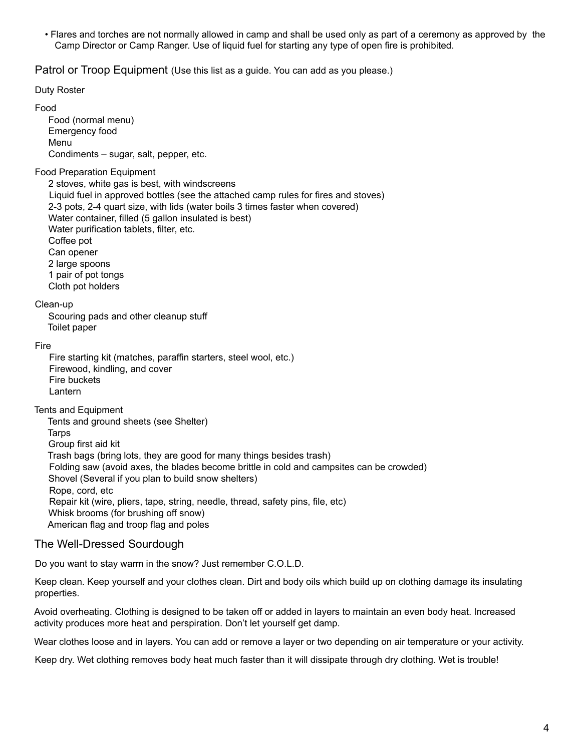- Flares and torches are not normally allowed in camp and shall be used only as part of a ceremony as approved by the Camp Director or Camp Ranger. Use of liquid fuel for starting any type of open fire is prohibited.

## Patrol or Troop Equipment (Use this list as a guide. You can add as you please.)

Duty Roster

Food

- Food (normal menu)
- Emergency food
- Menu
- Condiments – sugar, salt, pepper, etc.

Food Preparation Equipment

- 2 stoves, white gas is best, with windscreens
- Liquid fuel in approved bottles (see the attached camp rules for fires and stoves)
- 2-3 pots, 2-4 quart size, with lids (water boils 3 times faster when covered)
- Water container, filled (5 gallon insulated is best)
- Water purification tablets, filter, etc.
- Coffee pot
- Can opener
- 2 large spoons
- 1 pair of pot tongs
- Cloth pot holders

Clean-up

- Scouring pads and other cleanup stuff
- Toilet paper

Fire

- Fire starting kit (matches, paraffin starters, steel wool, etc.)
- Firewood, kindling, and cover
- Fire buckets
- Lantern

Tents and Equipment

- Tents and ground sheets (see Shelter)
- Tarps
- Group first aid kit
- Trash bags (bring lots, they are good for many things besides trash)
- Folding saw (avoid axes, the blades become brittle in cold and campsites can be crowded)
- Shovel (Several if you plan to build snow shelters)
- Rope, cord, etc
- Repair kit (wire, pliers, tape, string, needle, thread, safety pins, file, etc)
- Whisk brooms (for brushing off snow)
- American flag and troop flag and poles

## The Well-Dressed Sourdough

Do you want to stay warm in the snow? Just remember C.O.L.D.

Keep clean. Keep yourself and your clothes clean. Dirt and body oils which build up on clothing damage its insulating properties.

Avoid overheating. Clothing is designed to be taken off or added in layers to maintain an even body heat. Increased activity produces more heat and perspiration. Don't let yourself get damp.

Wear clothes loose and in layers. You can add or remove a layer or two depending on air temperature or your activity.

Keep dry. Wet clothing removes body heat much faster than it will dissipate through dry clothing. Wet is trouble!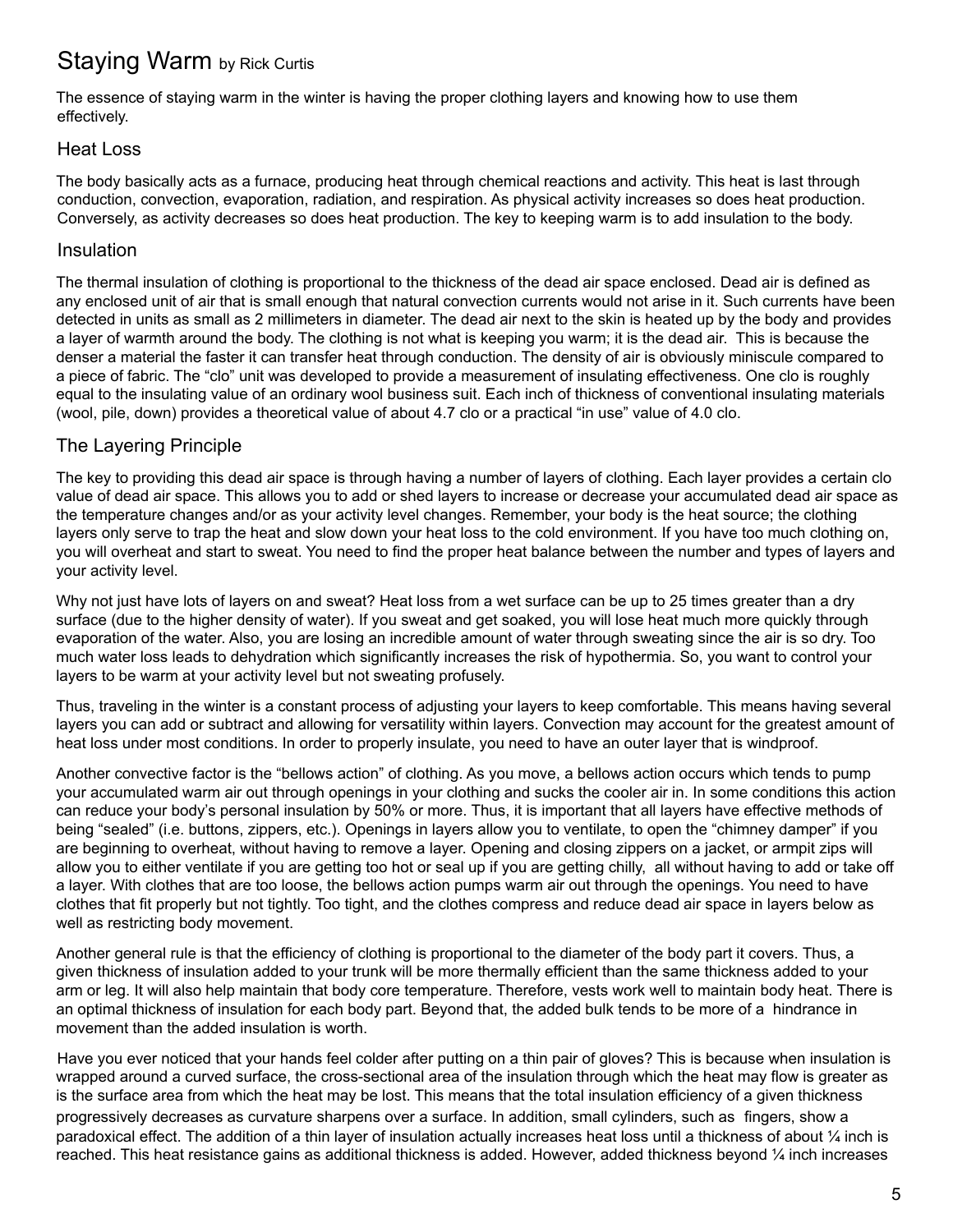# Staying Warm by Rick Curtis

The essence of staying warm in the winter is having the proper clothing layers and knowing how to use them effectively.

## Heat Loss

The body basically acts as a furnace, producing heat through chemical reactions and activity. This heat is last through conduction, convection, evaporation, radiation, and respiration. As physical activity increases so does heat production. Conversely, as activity decreases so does heat production. The key to keeping warm is to add insulation to the body.

## Insulation

The thermal insulation of clothing is proportional to the thickness of the dead air space enclosed. Dead air is defined as any enclosed unit of air that is small enough that natural convection currents would not arise in it. Such currents have been detected in units as small as 2 millimeters in diameter. The dead air next to the skin is heated up by the body and provides a layer of warmth around the body. The clothing is not what is keeping you warm; it is the dead air. This is because the denser a material the faster it can transfer heat through conduction. The density of air is obviously miniscule compared to a piece of fabric. The "clo" unit was developed to provide a measurement of insulating effectiveness. One clo is roughly equal to the insulating value of an ordinary wool business suit. Each inch of thickness of conventional insulating materials (wool, pile, down) provides a theoretical value of about 4.7 clo or a practical "in use" value of 4.0 clo.

## The Layering Principle

The key to providing this dead air space is through having a number of layers of clothing. Each layer provides a certain clo value of dead air space. This allows you to add or shed layers to increase or decrease your accumulated dead air space as the temperature changes and/or as your activity level changes. Remember, your body is the heat source; the clothing layers only serve to trap the heat and slow down your heat loss to the cold environment. If you have too much clothing on, you will overheat and start to sweat. You need to find the proper heat balance between the number and types of layers and your activity level.

Why not just have lots of layers on and sweat? Heat loss from a wet surface can be up to 25 times greater than a dry surface (due to the higher density of water). If you sweat and get soaked, you will lose heat much more quickly through evaporation of the water. Also, you are losing an incredible amount of water through sweating since the air is so dry. Too much water loss leads to dehydration which significantly increases the risk of hypothermia. So, you want to control your layers to be warm at your activity level but not sweating profusely.

Thus, traveling in the winter is a constant process of adjusting your layers to keep comfortable. This means having several layers you can add or subtract and allowing for versatility within layers. Convection may account for the greatest amount of heat loss under most conditions. In order to properly insulate, you need to have an outer layer that is windproof.

Another convective factor is the "bellows action" of clothing. As you move, a bellows action occurs which tends to pump your accumulated warm air out through openings in your clothing and sucks the cooler air in. In some conditions this action can reduce your body's personal insulation by 50% or more. Thus, it is important that all layers have effective methods of being "sealed" (i.e. buttons, zippers, etc.). Openings in layers allow you to ventilate, to open the "chimney damper" if you are beginning to overheat, without having to remove a layer. Opening and closing zippers on a jacket, or armpit zips will allow you to either ventilate if you are getting too hot or seal up if you are getting chilly, all without having to add or take off a layer. With clothes that are too loose, the bellows action pumps warm air out through the openings. You need to have clothes that fit properly but not tightly. Too tight, and the clothes compress and reduce dead air space in layers below as well as restricting body movement.

Another general rule is that the efficiency of clothing is proportional to the diameter of the body part it covers. Thus, a given thickness of insulation added to your trunk will be more thermally efficient than the same thickness added to your arm or leg. It will also help maintain that body core temperature. Therefore, vests work well to maintain body heat. There is an optimal thickness of insulation for each body part. Beyond that, the added bulk tends to be more of a hindrance in movement than the added insulation is worth.

Have you ever noticed that your hands feel colder after putting on a thin pair of gloves? This is because when insulation is wrapped around a curved surface, the cross-sectional area of the insulation through which the heat may flow is greater as is the surface area from which the heat may be lost. This means that the total insulation efficiency of a given thickness progressively decreases as curvature sharpens over a surface. In addition, small cylinders, such as fingers, show a paradoxical effect. The addition of a thin layer of insulation actually increases heat loss until a thickness of about ¼ inch is reached. This heat resistance gains as additional thickness is added. However, added thickness beyond ¼ inch increases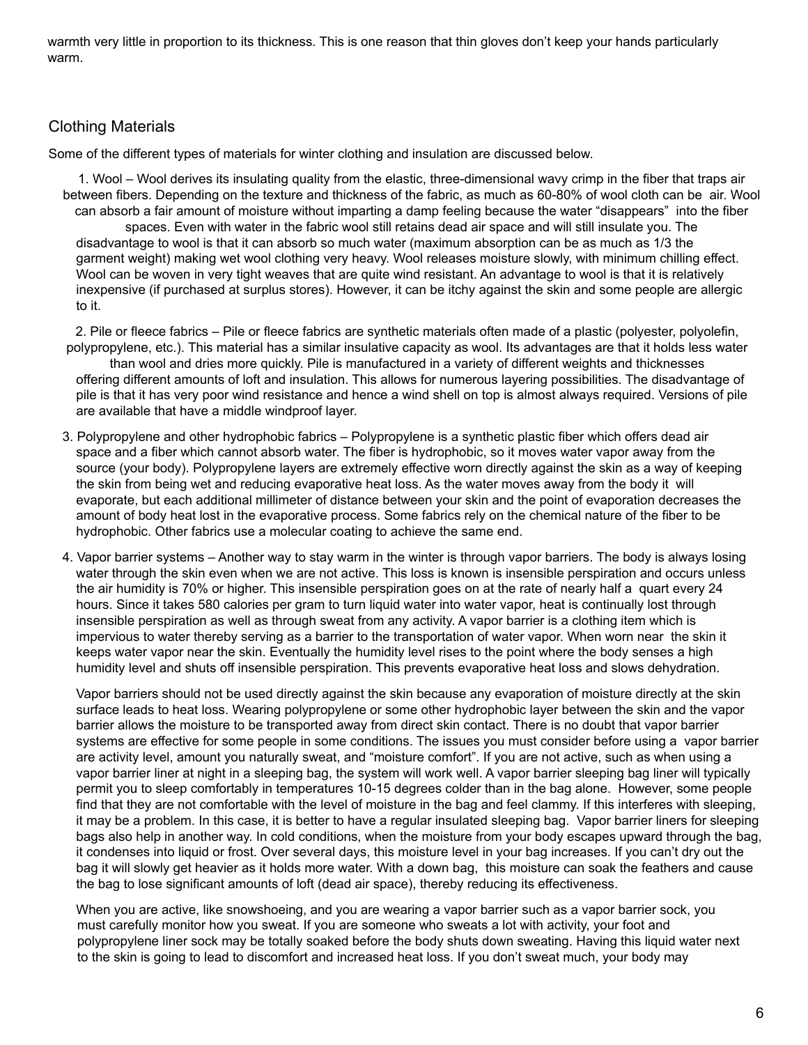warmth very little in proportion to its thickness. This is one reason that thin gloves don't keep your hands particularly warm.

## Clothing Materials

Some of the different types of materials for winter clothing and insulation are discussed below.

1. Wool – Wool derives its insulating quality from the elastic, three-dimensional wavy crimp in the fiber that traps air between fibers. Depending on the texture and thickness of the fabric, as much as 60-80% of wool cloth can be air. Wool can absorb a fair amount of moisture without imparting a damp feeling because the water "disappears" into the fiber spaces. Even with water in the fabric wool still retains dead air space and will still insulate you. The disadvantage to wool is that it can absorb so much water (maximum absorption can be as much as 1/3 the garment weight) making wet wool clothing very heavy. Wool releases moisture slowly, with minimum chilling effect. Wool can be woven in very tight weaves that are quite wind resistant. An advantage to wool is that it is relatively inexpensive (if purchased at surplus stores). However, it can be itchy against the skin and some people are allergic to it.

2. Pile or fleece fabrics – Pile or fleece fabrics are synthetic materials often made of a plastic (polyester, polyolefin, polypropylene, etc.). This material has a similar insulative capacity as wool. Its advantages are that it holds less water than wool and dries more quickly. Pile is manufactured in a variety of different weights and thicknesses offering different amounts of loft and insulation. This allows for numerous layering possibilities. The disadvantage of pile is that it has very poor wind resistance and hence a wind shell on top is almost always required. Versions of pile are available that have a middle windproof layer.

3. Polypropylene and other hydrophobic fabrics – Polypropylene is a synthetic plastic fiber which offers dead air space and a fiber which cannot absorb water. The fiber is hydrophobic, so it moves water vapor away from the source (your body). Polypropylene layers are extremely effective worn directly against the skin as a way of keeping the skin from being wet and reducing evaporative heat loss. As the water moves away from the body it will evaporate, but each additional millimeter of distance between your skin and the point of evaporation decreases the amount of body heat lost in the evaporative process. Some fabrics rely on the chemical nature of the fiber to be hydrophobic. Other fabrics use a molecular coating to achieve the same end.

4. Vapor barrier systems – Another way to stay warm in the winter is through vapor barriers. The body is always losing water through the skin even when we are not active. This loss is known is insensible perspiration and occurs unless the air humidity is 70% or higher. This insensible perspiration goes on at the rate of nearly half a quart every 24 hours. Since it takes 580 calories per gram to turn liquid water into water vapor, heat is continually lost through insensible perspiration as well as through sweat from any activity. A vapor barrier is a clothing item which is impervious to water thereby serving as a barrier to the transportation of water vapor. When worn near the skin it keeps water vapor near the skin. Eventually the humidity level rises to the point where the body senses a high humidity level and shuts off insensible perspiration. This prevents evaporative heat loss and slows dehydration.

   Vapor barriers should not be used directly against the skin because any evaporation of moisture directly at the skin surface leads to heat loss. Wearing polypropylene or some other hydrophobic layer between the skin and the vapor barrier allows the moisture to be transported away from direct skin contact. There is no doubt that vapor barrier systems are effective for some people in some conditions. The issues you must consider before using a vapor barrier are activity level, amount you naturally sweat, and "moisture comfort". If you are not active, such as when using a vapor barrier liner at night in a sleeping bag, the system will work well. A vapor barrier sleeping bag liner will typically permit you to sleep comfortably in temperatures 10-15 degrees colder than in the bag alone. However, some people find that they are not comfortable with the level of moisture in the bag and feel clammy. If this interferes with sleeping, it may be a problem. In this case, it is better to have a regular insulated sleeping bag. Vapor barrier liners for sleeping bags also help in another way. In cold conditions, when the moisture from your body escapes upward through the bag, it condenses into liquid or frost. Over several days, this moisture level in your bag increases. If you can't dry out the bag it will slowly get heavier as it holds more water. With a down bag, this moisture can soak the feathers and cause the bag to lose significant amounts of loft (dead air space), thereby reducing its effectiveness.

   When you are active, like snowshoeing, and you are wearing a vapor barrier such as a vapor barrier sock, you must carefully monitor how you sweat. If you are someone who sweats a lot with activity, your foot and polypropylene liner sock may be totally soaked before the body shuts down sweating. Having this liquid water next to the skin is going to lead to discomfort and increased heat loss. If you don't sweat much, your body may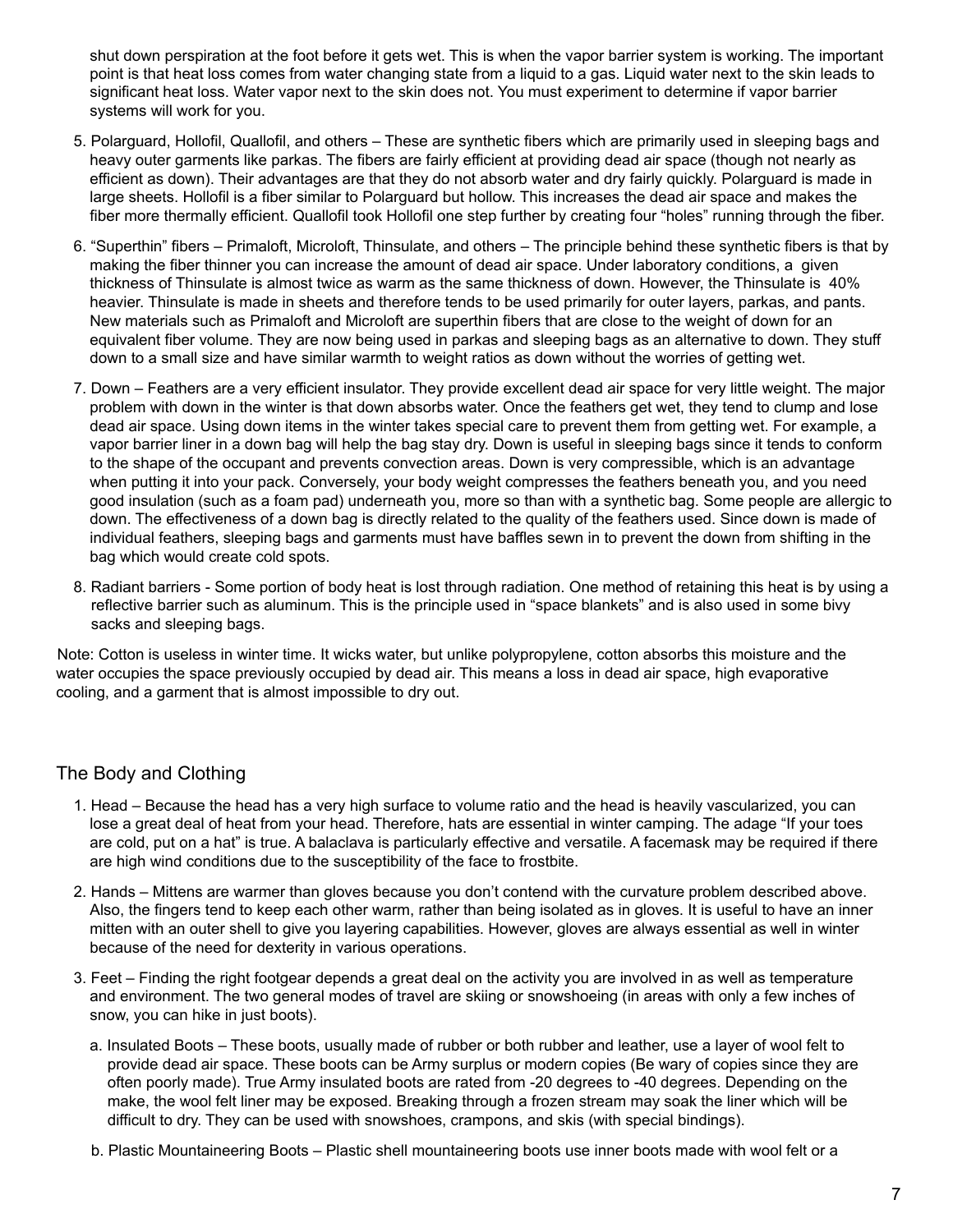shut down perspiration at the foot before it gets wet. This is when the vapor barrier system is working. The important point is that heat loss comes from water changing state from a liquid to a gas. Liquid water next to the skin leads to significant heat loss. Water vapor next to the skin does not. You must experiment to determine if vapor barrier systems will work for you.

5. Polarguard, Hollofil, Quallofil, and others – These are synthetic fibers which are primarily used in sleeping bags and heavy outer garments like parkas. The fibers are fairly efficient at providing dead air space (though not nearly as efficient as down). Their advantages are that they do not absorb water and dry fairly quickly. Polarguard is made in large sheets. Hollofil is a fiber similar to Polarguard but hollow. This increases the dead air space and makes the fiber more thermally efficient. Quallofil took Hollofil one step further by creating four "holes" running through the fiber.

6. "Superthin" fibers – Primaloft, Microloft, Thinsulate, and others – The principle behind these synthetic fibers is that by making the fiber thinner you can increase the amount of dead air space. Under laboratory conditions, a given thickness of Thinsulate is almost twice as warm as the same thickness of down. However, the Thinsulate is 40% heavier. Thinsulate is made in sheets and therefore tends to be used primarily for outer layers, parkas, and pants. New materials such as Primaloft and Microloft are superthin fibers that are close to the weight of down for an equivalent fiber volume. They are now being used in parkas and sleeping bags as an alternative to down. They stuff down to a small size and have similar warmth to weight ratios as down without the worries of getting wet.

7. Down – Feathers are a very efficient insulator. They provide excellent dead air space for very little weight. The major problem with down in the winter is that down absorbs water. Once the feathers get wet, they tend to clump and lose dead air space. Using down items in the winter takes special care to prevent them from getting wet. For example, a vapor barrier liner in a down bag will help the bag stay dry. Down is useful in sleeping bags since it tends to conform to the shape of the occupant and prevents convection areas. Down is very compressible, which is an advantage when putting it into your pack. Conversely, your body weight compresses the feathers beneath you, and you need good insulation (such as a foam pad) underneath you, more so than with a synthetic bag. Some people are allergic to down. The effectiveness of a down bag is directly related to the quality of the feathers used. Since down is made of individual feathers, sleeping bags and garments must have baffles sewn in to prevent the down from shifting in the bag which would create cold spots.

8. Radiant barriers - Some portion of body heat is lost through radiation. One method of retaining this heat is by using a reflective barrier such as aluminum. This is the principle used in "space blankets" and is also used in some bivy sacks and sleeping bags.

Note: Cotton is useless in winter time. It wicks water, but unlike polypropylene, cotton absorbs this moisture and the water occupies the space previously occupied by dead air. This means a loss in dead air space, high evaporative cooling, and a garment that is almost impossible to dry out.

## The Body and Clothing

1. Head – Because the head has a very high surface to volume ratio and the head is heavily vascularized, you can lose a great deal of heat from your head. Therefore, hats are essential in winter camping. The adage "If your toes are cold, put on a hat" is true. A balaclava is particularly effective and versatile. A facemask may be required if there are high wind conditions due to the susceptibility of the face to frostbite.

2. Hands – Mittens are warmer than gloves because you don't contend with the curvature problem described above. Also, the fingers tend to keep each other warm, rather than being isolated as in gloves. It is useful to have an inner mitten with an outer shell to give you layering capabilities. However, gloves are always essential as well in winter because of the need for dexterity in various operations.

3. Feet – Finding the right footgear depends a great deal on the activity you are involved in as well as temperature and environment. The two general modes of travel are skiing or snowshoeing (in areas with only a few inches of snow, you can hike in just boots).

   a. Insulated Boots – These boots, usually made of rubber or both rubber and leather, use a layer of wool felt to provide dead air space. These boots can be Army surplus or modern copies (Be wary of copies since they are often poorly made). True Army insulated boots are rated from -20 degrees to -40 degrees. Depending on the make, the wool felt liner may be exposed. Breaking through a frozen stream may soak the liner which will be difficult to dry. They can be used with snowshoes, crampons, and skis (with special bindings).

   b. Plastic Mountaineering Boots – Plastic shell mountaineering boots use inner boots made with wool felt or a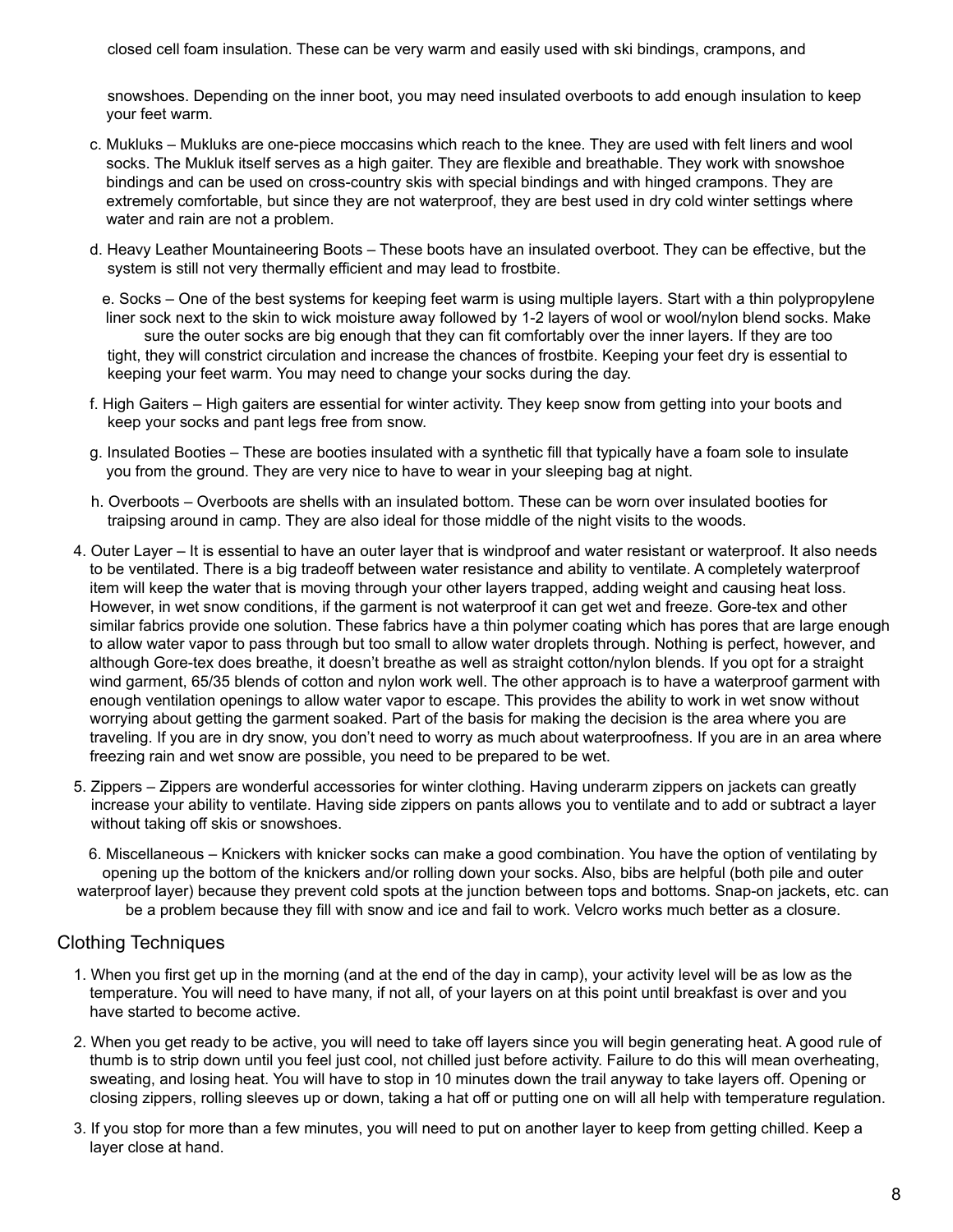closed cell foam insulation. These can be very warm and easily used with ski bindings, crampons, and snowshoes. Depending on the inner boot, you may need insulated overboots to add enough insulation to keep your feet warm.

c. Mukluks – Mukluks are one-piece moccasins which reach to the knee. They are used with felt liners and wool socks. The Mukluk itself serves as a high gaiter. They are flexible and breathable. They work with snowshoe bindings and can be used on cross-country skis with special bindings and with hinged crampons. They are extremely comfortable, but since they are not waterproof, they are best used in dry cold winter settings where water and rain are not a problem.

d. Heavy Leather Mountaineering Boots – These boots have an insulated overboot. They can be effective, but the system is still not very thermally efficient and may lead to frostbite.

e. Socks – One of the best systems for keeping feet warm is using multiple layers. Start with a thin polypropylene liner sock next to the skin to wick moisture away followed by 1-2 layers of wool or wool/nylon blend socks. Make sure the outer socks are big enough that they can fit comfortably over the inner layers. If they are too tight, they will constrict circulation and increase the chances of frostbite. Keeping your feet dry is essential to keeping your feet warm. You may need to change your socks during the day.

f. High Gaiters – High gaiters are essential for winter activity. They keep snow from getting into your boots and keep your socks and pant legs free from snow.

g. Insulated Booties – These are booties insulated with a synthetic fill that typically have a foam sole to insulate you from the ground. They are very nice to have to wear in your sleeping bag at night.

h. Overboots – Overboots are shells with an insulated bottom. These can be worn over insulated booties for traipsing around in camp. They are also ideal for those middle of the night visits to the woods.

4. Outer Layer – It is essential to have an outer layer that is windproof and water resistant or waterproof. It also needs to be ventilated. There is a big tradeoff between water resistance and ability to ventilate. A completely waterproof item will keep the water that is moving through your other layers trapped, adding weight and causing heat loss. However, in wet snow conditions, if the garment is not waterproof it can get wet and freeze. Gore-tex and other similar fabrics provide one solution. These fabrics have a thin polymer coating which has pores that are large enough to allow water vapor to pass through but too small to allow water droplets through. Nothing is perfect, however, and although Gore-tex does breathe, it doesn't breathe as well as straight cotton/nylon blends. If you opt for a straight wind garment, 65/35 blends of cotton and nylon work well. The other approach is to have a waterproof garment with enough ventilation openings to allow water vapor to escape. This provides the ability to work in wet snow without worrying about getting the garment soaked. Part of the basis for making the decision is the area where you are traveling. If you are in dry snow, you don't need to worry as much about waterproofness. If you are in an area where freezing rain and wet snow are possible, you need to be prepared to be wet.

5. Zippers – Zippers are wonderful accessories for winter clothing. Having underarm zippers on jackets can greatly increase your ability to ventilate. Having side zippers on pants allows you to ventilate and to add or subtract a layer without taking off skis or snowshoes.

6. Miscellaneous – Knickers with knicker socks can make a good combination. You have the option of ventilating by opening up the bottom of the knickers and/or rolling down your socks. Also, bibs are helpful (both pile and outer waterproof layer) because they prevent cold spots at the junction between tops and bottoms. Snap-on jackets, etc. can be a problem because they fill with snow and ice and fail to work. Velcro works much better as a closure.

## Clothing Techniques

1. When you first get up in the morning (and at the end of the day in camp), your activity level will be as low as the temperature. You will need to have many, if not all, of your layers on at this point until breakfast is over and you have started to become active.
2. When you get ready to be active, you will need to take off layers since you will begin generating heat. A good rule of thumb is to strip down until you feel just cool, not chilled just before activity. Failure to do this will mean overheating, sweating, and losing heat. You will have to stop in 10 minutes down the trail anyway to take layers off. Opening or closing zippers, rolling sleeves up or down, taking a hat off or putting one on will all help with temperature regulation.
3. If you stop for more than a few minutes, you will need to put on another layer to keep from getting chilled. Keep a layer close at hand.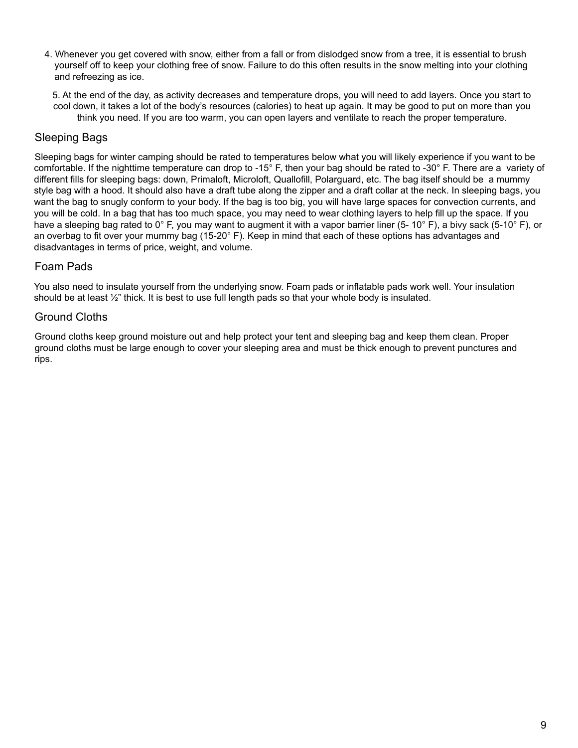4. Whenever you get covered with snow, either from a fall or from dislodged snow from a tree, it is essential to brush yourself off to keep your clothing free of snow. Failure to do this often results in the snow melting into your clothing and refreezing as ice.

5. At the end of the day, as activity decreases and temperature drops, you will need to add layers. Once you start to cool down, it takes a lot of the body's resources (calories) to heat up again. It may be good to put on more than you think you need. If you are too warm, you can open layers and ventilate to reach the proper temperature.

## Sleeping Bags

Sleeping bags for winter camping should be rated to temperatures below what you will likely experience if you want to be comfortable. If the nighttime temperature can drop to -15° F, then your bag should be rated to -30° F. There are a variety of different fills for sleeping bags: down, Primaloft, Microloft, Quallofill, Polarguard, etc. The bag itself should be a mummy style bag with a hood. It should also have a draft tube along the zipper and a draft collar at the neck. In sleeping bags, you want the bag to snugly conform to your body. If the bag is too big, you will have large spaces for convection currents, and you will be cold. In a bag that has too much space, you may need to wear clothing layers to help fill up the space. If you have a sleeping bag rated to 0° F, you may want to augment it with a vapor barrier liner (5- 10° F), a bivy sack (5-10° F), or an overbag to fit over your mummy bag (15-20° F). Keep in mind that each of these options has advantages and disadvantages in terms of price, weight, and volume.

## Foam Pads

You also need to insulate yourself from the underlying snow. Foam pads or inflatable pads work well. Your insulation should be at least ½" thick. It is best to use full length pads so that your whole body is insulated.

## Ground Cloths

Ground cloths keep ground moisture out and help protect your tent and sleeping bag and keep them clean. Proper ground cloths must be large enough to cover your sleeping area and must be thick enough to prevent punctures and rips.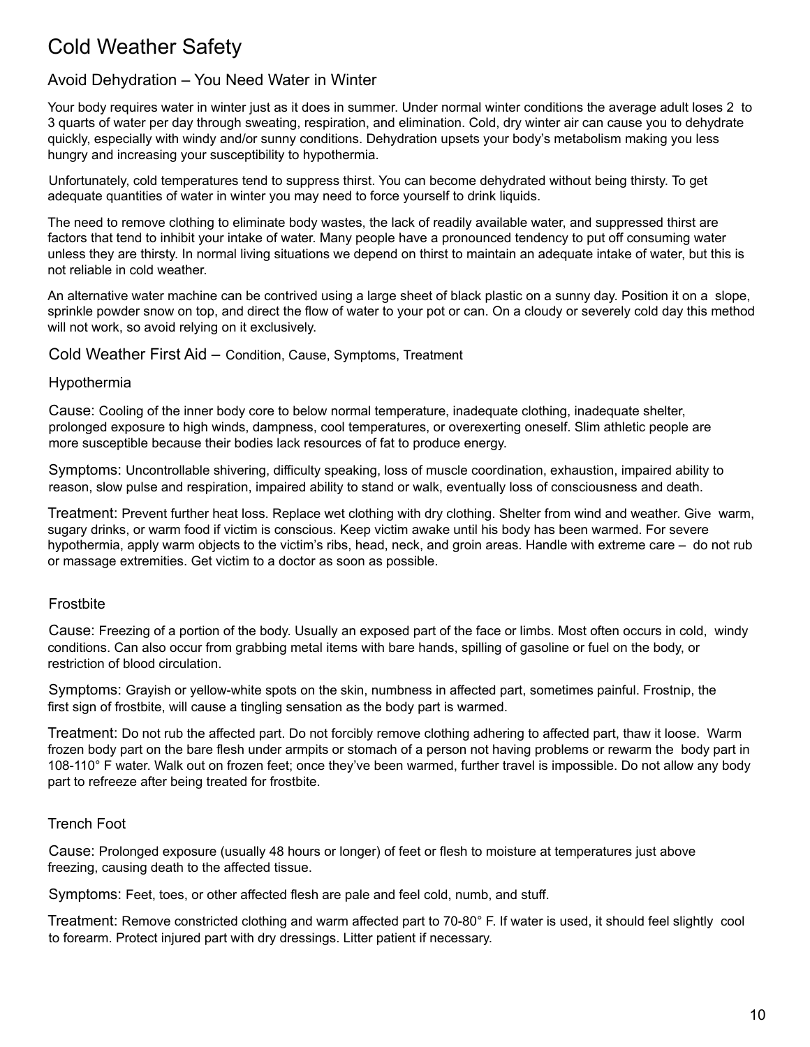# Cold Weather Safety

## Avoid Dehydration – You Need Water in Winter

Your body requires water in winter just as it does in summer. Under normal winter conditions the average adult loses 2 to 3 quarts of water per day through sweating, respiration, and elimination. Cold, dry winter air can cause you to dehydrate quickly, especially with windy and/or sunny conditions. Dehydration upsets your body's metabolism making you less hungry and increasing your susceptibility to hypothermia.

Unfortunately, cold temperatures tend to suppress thirst. You can become dehydrated without being thirsty. To get adequate quantities of water in winter you may need to force yourself to drink liquids.

The need to remove clothing to eliminate body wastes, the lack of readily available water, and suppressed thirst are factors that tend to inhibit your intake of water. Many people have a pronounced tendency to put off consuming water unless they are thirsty. In normal living situations we depend on thirst to maintain an adequate intake of water, but this is not reliable in cold weather.

An alternative water machine can be contrived using a large sheet of black plastic on a sunny day. Position it on a slope, sprinkle powder snow on top, and direct the flow of water to your pot or can. On a cloudy or severely cold day this method will not work, so avoid relying on it exclusively.

## Cold Weather First Aid – Condition, Cause, Symptoms, Treatment

### Hypothermia

Cause: Cooling of the inner body core to below normal temperature, inadequate clothing, inadequate shelter, prolonged exposure to high winds, dampness, cool temperatures, or overexerting oneself. Slim athletic people are more susceptible because their bodies lack resources of fat to produce energy.

Symptoms: Uncontrollable shivering, difficulty speaking, loss of muscle coordination, exhaustion, impaired ability to reason, slow pulse and respiration, impaired ability to stand or walk, eventually loss of consciousness and death.

Treatment: Prevent further heat loss. Replace wet clothing with dry clothing. Shelter from wind and weather. Give warm, sugary drinks, or warm food if victim is conscious. Keep victim awake until his body has been warmed. For severe hypothermia, apply warm objects to the victim's ribs, head, neck, and groin areas. Handle with extreme care – do not rub or massage extremities. Get victim to a doctor as soon as possible.

### Frostbite

Cause: Freezing of a portion of the body. Usually an exposed part of the face or limbs. Most often occurs in cold, windy conditions. Can also occur from grabbing metal items with bare hands, spilling of gasoline or fuel on the body, or restriction of blood circulation.

Symptoms: Grayish or yellow-white spots on the skin, numbness in affected part, sometimes painful. Frostnip, the first sign of frostbite, will cause a tingling sensation as the body part is warmed.

Treatment: Do not rub the affected part. Do not forcibly remove clothing adhering to affected part, thaw it loose. Warm frozen body part on the bare flesh under armpits or stomach of a person not having problems or rewarm the body part in 108-110° F water. Walk out on frozen feet; once they've been warmed, further travel is impossible. Do not allow any body part to refreeze after being treated for frostbite.

### Trench Foot

Cause: Prolonged exposure (usually 48 hours or longer) of feet or flesh to moisture at temperatures just above freezing, causing death to the affected tissue.

Symptoms: Feet, toes, or other affected flesh are pale and feel cold, numb, and stuff.

Treatment: Remove constricted clothing and warm affected part to 70-80° F. If water is used, it should feel slightly cool to forearm. Protect injured part with dry dressings. Litter patient if necessary.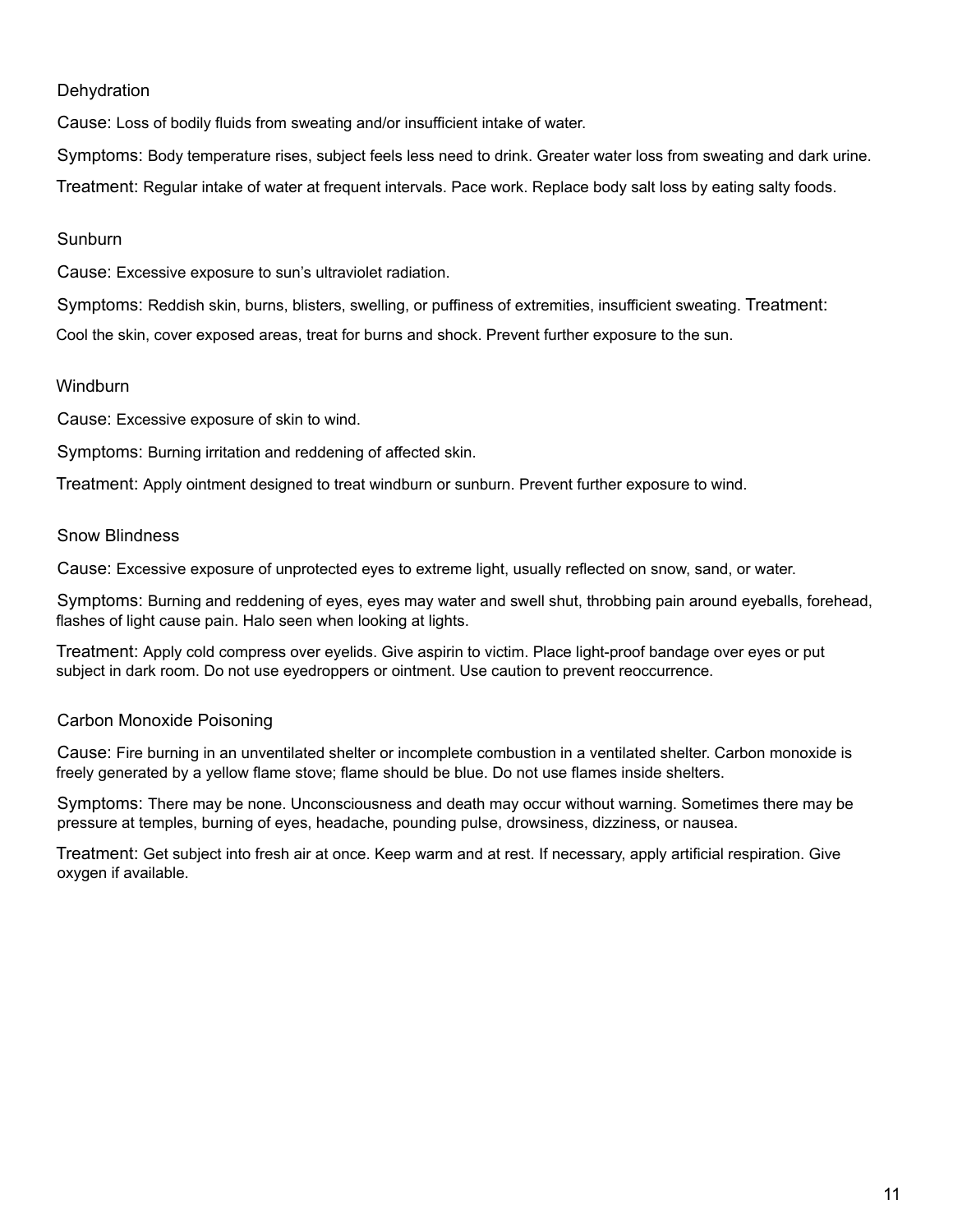### Dehydration

Cause: Loss of bodily fluids from sweating and/or insufficient intake of water.

Symptoms: Body temperature rises, subject feels less need to drink. Greater water loss from sweating and dark urine.

Treatment: Regular intake of water at frequent intervals. Pace work. Replace body salt loss by eating salty foods.

### Sunburn

Cause: Excessive exposure to sun's ultraviolet radiation.

Symptoms: Reddish skin, burns, blisters, swelling, or puffiness of extremities, insufficient sweating. Treatment: Cool the skin, cover exposed areas, treat for burns and shock. Prevent further exposure to the sun.

### Windburn

Cause: Excessive exposure of skin to wind.

Symptoms: Burning irritation and reddening of affected skin.

Treatment: Apply ointment designed to treat windburn or sunburn. Prevent further exposure to wind.

### Snow Blindness

Cause: Excessive exposure of unprotected eyes to extreme light, usually reflected on snow, sand, or water.

Symptoms: Burning and reddening of eyes, eyes may water and swell shut, throbbing pain around eyeballs, forehead, flashes of light cause pain. Halo seen when looking at lights.

Treatment: Apply cold compress over eyelids. Give aspirin to victim. Place light-proof bandage over eyes or put subject in dark room. Do not use eyedroppers or ointment. Use caution to prevent reoccurrence.

### Carbon Monoxide Poisoning

Cause: Fire burning in an unventilated shelter or incomplete combustion in a ventilated shelter. Carbon monoxide is freely generated by a yellow flame stove; flame should be blue. Do not use flames inside shelters.

Symptoms: There may be none. Unconsciousness and death may occur without warning. Sometimes there may be pressure at temples, burning of eyes, headache, pounding pulse, drowsiness, dizziness, or nausea.

Treatment: Get subject into fresh air at once. Keep warm and at rest. If necessary, apply artificial respiration. Give oxygen if available.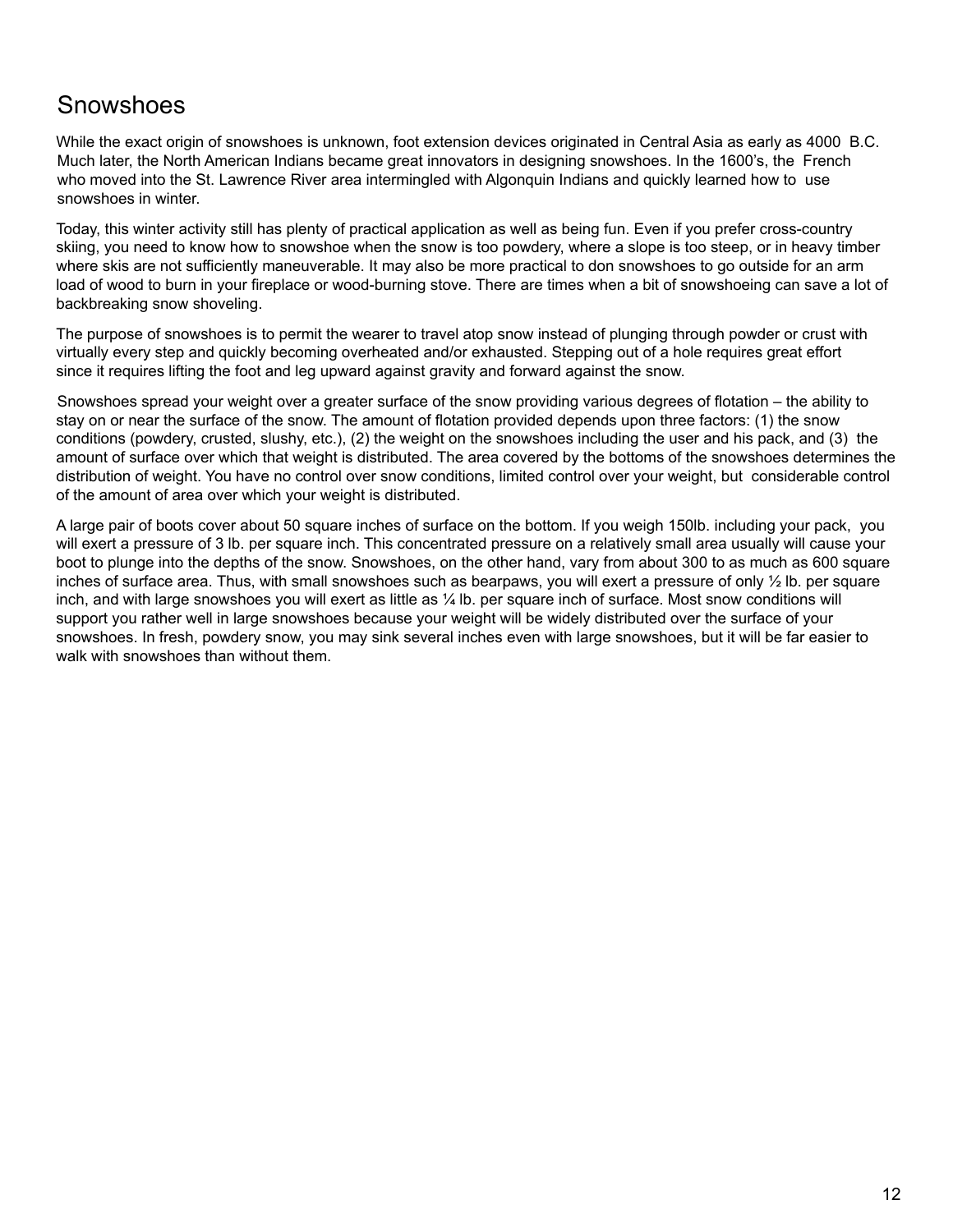# Snowshoes

While the exact origin of snowshoes is unknown, foot extension devices originated in Central Asia as early as 4000 B.C. Much later, the North American Indians became great innovators in designing snowshoes. In the 1600's, the French who moved into the St. Lawrence River area intermingled with Algonquin Indians and quickly learned how to use snowshoes in winter.

Today, this winter activity still has plenty of practical application as well as being fun. Even if you prefer cross-country skiing, you need to know how to snowshoe when the snow is too powdery, where a slope is too steep, or in heavy timber where skis are not sufficiently maneuverable. It may also be more practical to don snowshoes to go outside for an arm load of wood to burn in your fireplace or wood-burning stove. There are times when a bit of snowshoeing can save a lot of backbreaking snow shoveling.

The purpose of snowshoes is to permit the wearer to travel atop snow instead of plunging through powder or crust with virtually every step and quickly becoming overheated and/or exhausted. Stepping out of a hole requires great effort since it requires lifting the foot and leg upward against gravity and forward against the snow.

Snowshoes spread your weight over a greater surface of the snow providing various degrees of flotation – the ability to stay on or near the surface of the snow. The amount of flotation provided depends upon three factors: (1) the snow conditions (powdery, crusted, slushy, etc.), (2) the weight on the snowshoes including the user and his pack, and (3) the amount of surface over which that weight is distributed. The area covered by the bottoms of the snowshoes determines the distribution of weight. You have no control over snow conditions, limited control over your weight, but considerable control of the amount of area over which your weight is distributed.

A large pair of boots cover about 50 square inches of surface on the bottom. If you weigh 150lb. including your pack, you will exert a pressure of 3 lb. per square inch. This concentrated pressure on a relatively small area usually will cause your boot to plunge into the depths of the snow. Snowshoes, on the other hand, vary from about 300 to as much as 600 square inches of surface area. Thus, with small snowshoes such as bearpaws, you will exert a pressure of only ½ lb. per square inch, and with large snowshoes you will exert as little as ¼ lb. per square inch of surface. Most snow conditions will support you rather well in large snowshoes because your weight will be widely distributed over the surface of your snowshoes. In fresh, powdery snow, you may sink several inches even with large snowshoes, but it will be far easier to walk with snowshoes than without them.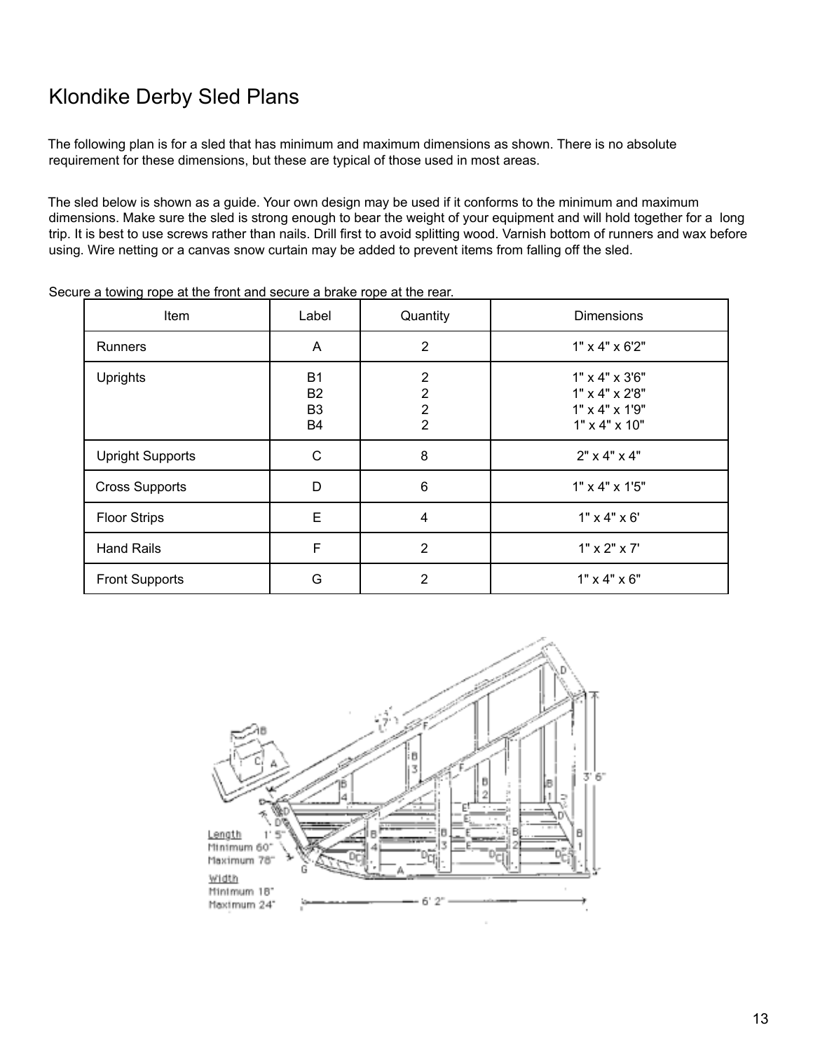# Klondike Derby Sled Plans

The following plan is for a sled that has minimum and maximum dimensions as shown. There is no absolute requirement for these dimensions, but these are typical of those used in most areas.

The sled below is shown as a guide. Your own design may be used if it conforms to the minimum and maximum dimensions. Make sure the sled is strong enough to bear the weight of your equipment and will hold together for a long trip. It is best to use screws rather than nails. Drill first to avoid splitting wood. Varnish bottom of runners and wax before using. Wire netting or a canvas snow curtain may be added to prevent items from falling off the sled.

Secure a towing rope at the front and secure a brake rope at the rear.

| Item | Label | Quantity | Dimensions |
|---|---|---|---|
| Runners | A | 2 | 1" x 4" x 6'2" |
| Uprights | B1<br>B2<br>B3<br>B4 | 2<br>2<br>2<br>2 | 1" x 4" x 3'6"<br>1" x 4" x 2'8"<br>1" x 4" x 1'9"<br>1" x 4" x 10" |
| Upright Supports | C | 8 | 2" x 4" x 4" |
| Cross Supports | D | 6 | 1" x 4" x 1'5" |
| Floor Strips | E | 4 | 1" x 4" x 6' |
| Hand Rails | F | 2 | 1" x 2" x 7' |
| Front Supports | G | 2 | 1" x 4" x 6" |

Length
Minimum 60"
Maximum 78"

Width
Minimum 18"
Maximum 24"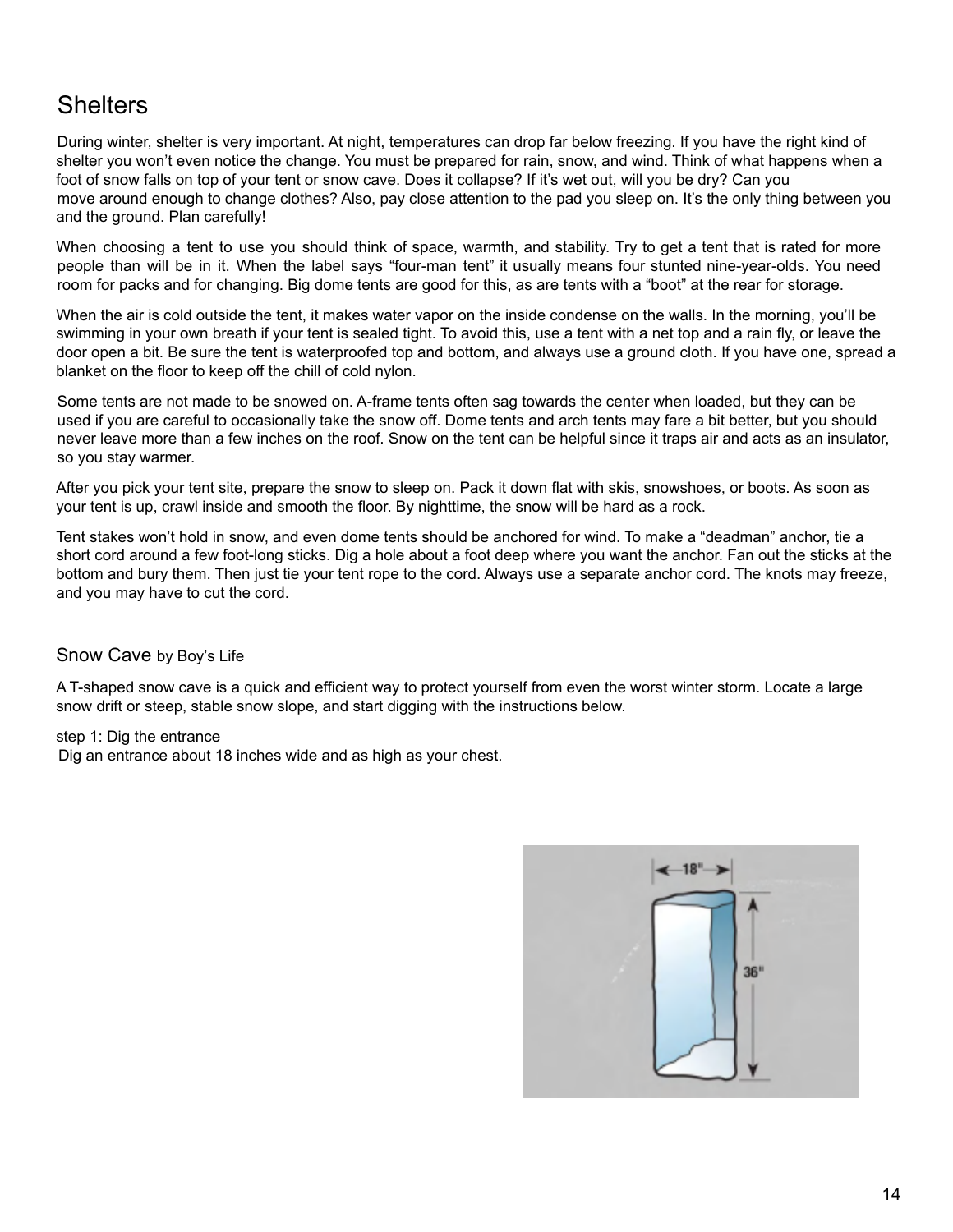# Shelters

During winter, shelter is very important. At night, temperatures can drop far below freezing. If you have the right kind of shelter you won't even notice the change. You must be prepared for rain, snow, and wind. Think of what happens when a foot of snow falls on top of your tent or snow cave. Does it collapse? If it's wet out, will you be dry? Can you move around enough to change clothes? Also, pay close attention to the pad you sleep on. It's the only thing between you and the ground. Plan carefully!

When choosing a tent to use you should think of space, warmth, and stability. Try to get a tent that is rated for more people than will be in it. When the label says "four-man tent" it usually means four stunted nine-year-olds. You need room for packs and for changing. Big dome tents are good for this, as are tents with a "boot" at the rear for storage.

When the air is cold outside the tent, it makes water vapor on the inside condense on the walls. In the morning, you'll be swimming in your own breath if your tent is sealed tight. To avoid this, use a tent with a net top and a rain fly, or leave the door open a bit. Be sure the tent is waterproofed top and bottom, and always use a ground cloth. If you have one, spread a blanket on the floor to keep off the chill of cold nylon.

Some tents are not made to be snowed on. A-frame tents often sag towards the center when loaded, but they can be used if you are careful to occasionally take the snow off. Dome tents and arch tents may fare a bit better, but you should never leave more than a few inches on the roof. Snow on the tent can be helpful since it traps air and acts as an insulator, so you stay warmer.

After you pick your tent site, prepare the snow to sleep on. Pack it down flat with skis, snowshoes, or boots. As soon as your tent is up, crawl inside and smooth the floor. By nighttime, the snow will be hard as a rock.

Tent stakes won't hold in snow, and even dome tents should be anchored for wind. To make a "deadman" anchor, tie a short cord around a few foot-long sticks. Dig a hole about a foot deep where you want the anchor. Fan out the sticks at the bottom and bury them. Then just tie your tent rope to the cord. Always use a separate anchor cord. The knots may freeze, and you may have to cut the cord.

## Snow Cave by Boy's Life

A T-shaped snow cave is a quick and efficient way to protect yourself from even the worst winter storm. Locate a large snow drift or steep, stable snow slope, and start digging with the instructions below.

step 1: Dig the entrance
Dig an entrance about 18 inches wide and as high as your chest.

18"

36"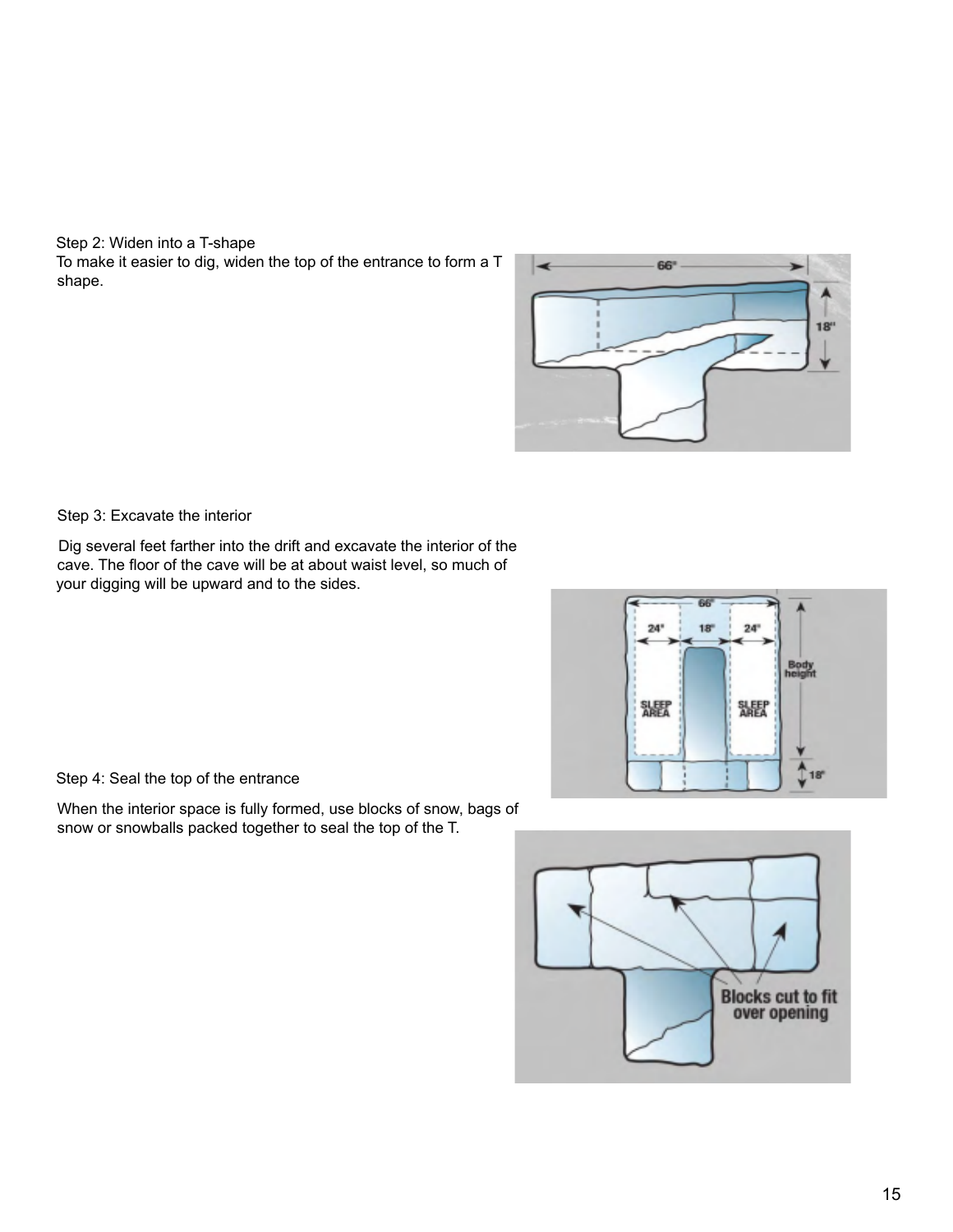Step 2: Widen into a T-shape

To make it easier to dig, widen the top of the entrance to form a T shape.

Step 3: Excavate the interior

Dig several feet farther into the drift and excavate the interior of the cave. The floor of the cave will be at about waist level, so much of your digging will be upward and to the sides.

Step 4: Seal the top of the entrance

When the interior space is fully formed, use blocks of snow, bags of snow or snowballs packed together to seal the top of the T.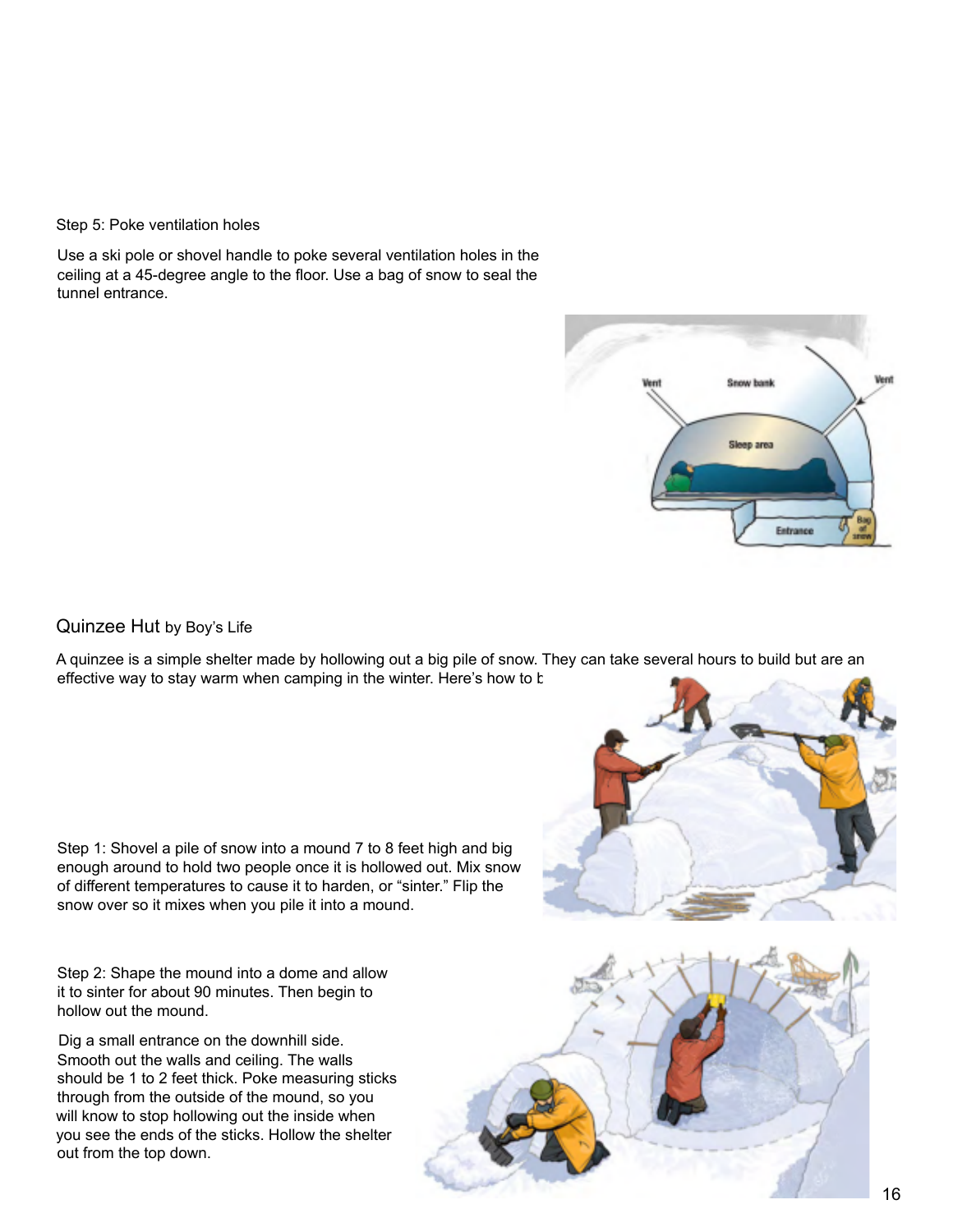Step 5: Poke ventilation holes

Use a ski pole or shovel handle to poke several ventilation holes in the ceiling at a 45-degree angle to the floor. Use a bag of snow to seal the tunnel entrance.

## Quinzee Hut by Boy's Life

A quinzee is a simple shelter made by hollowing out a big pile of snow. They can take several hours to build but are an effective way to stay warm when camping in the winter. Here's how to b

Step 1: Shovel a pile of snow into a mound 7 to 8 feet high and big enough around to hold two people once it is hollowed out. Mix snow of different temperatures to cause it to harden, or "sinter." Flip the snow over so it mixes when you pile it into a mound.

Step 2: Shape the mound into a dome and allow it to sinter for about 90 minutes. Then begin to hollow out the mound.

Dig a small entrance on the downhill side. Smooth out the walls and ceiling. The walls should be 1 to 2 feet thick. Poke measuring sticks through from the outside of the mound, so you will know to stop hollowing out the inside when you see the ends of the sticks. Hollow the shelter out from the top down.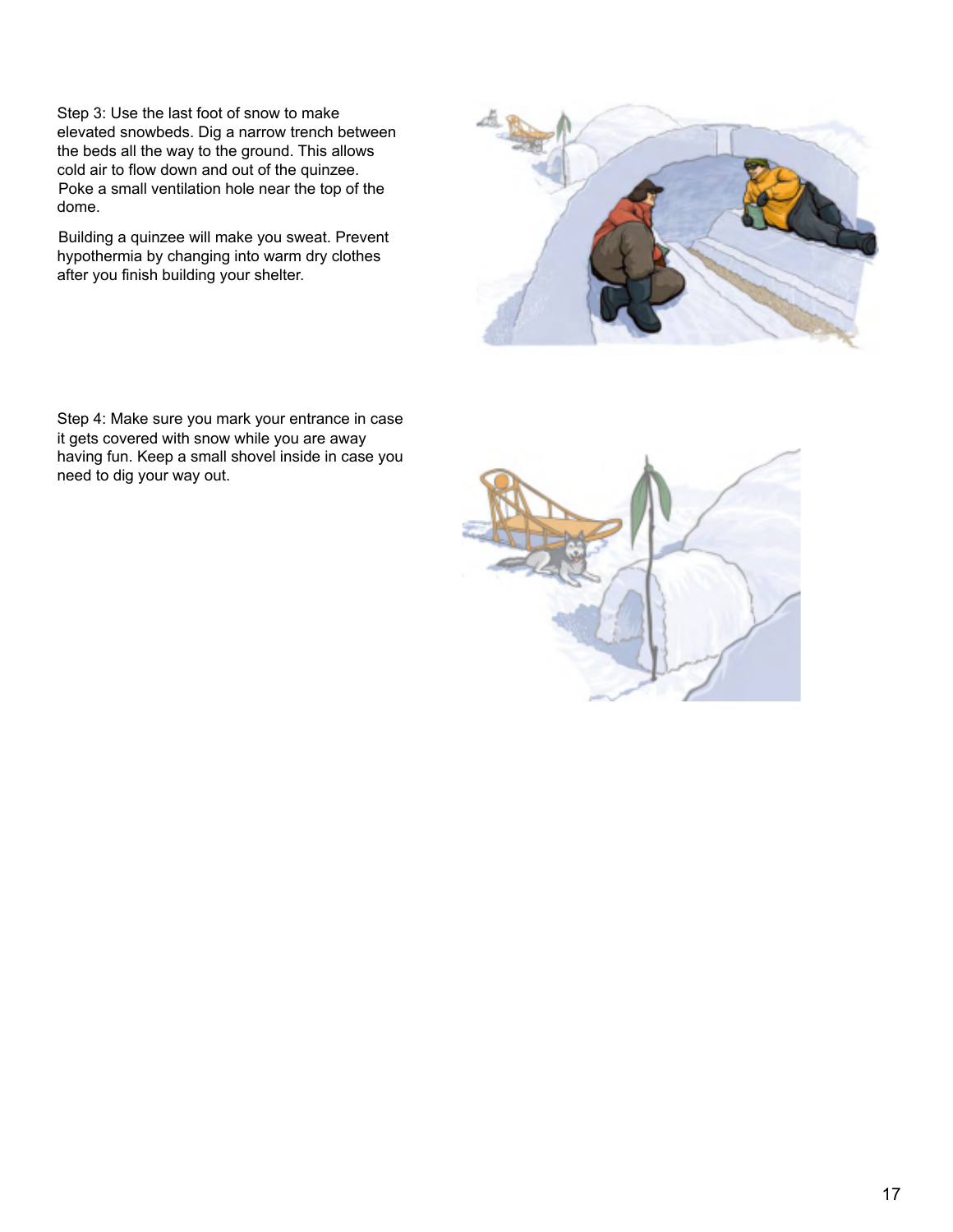Step 3: Use the last foot of snow to make elevated snowbeds. Dig a narrow trench between the beds all the way to the ground. This allows cold air to flow down and out of the quinzee. Poke a small ventilation hole near the top of the dome.

Building a quinzee will make you sweat. Prevent hypothermia by changing into warm dry clothes after you finish building your shelter.

Step 4: Make sure you mark your entrance in case it gets covered with snow while you are away having fun. Keep a small shovel inside in case you need to dig your way out.